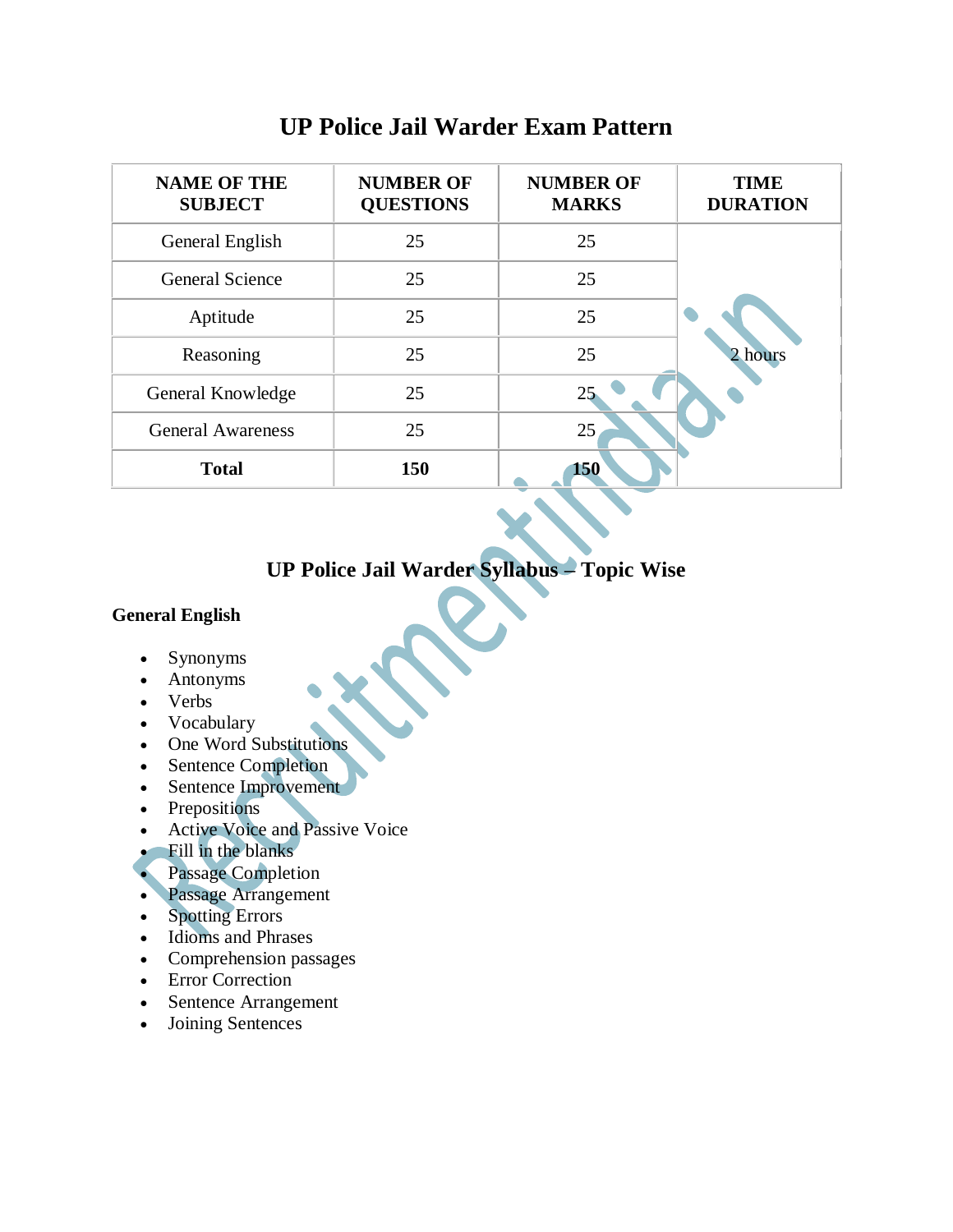# UP Police Jail Warder Exam Pattern

| NAME OF THE SUBJECT | NUMBER OF QUESTIONS | NUMBER OF MARKS | TIME DURATION |
|---|---|---|---|
| General English | 25 | 25 | 2 hours |
| General Science | 25 | 25 | |
| Aptitude | 25 | 25 | |
| Reasoning | 25 | 25 | |
| General Knowledge | 25 | 25 | |
| General Awareness | 25 | 25 | |
| **Total** | **150** | **150** | |

## UP Police Jail Warder Syllabus – Topic Wise

**General English**

- Synonyms
- Antonyms
- Verbs
- Vocabulary
- One Word Substitutions
- Sentence Completion
- Sentence Improvement
- Prepositions
- Active Voice and Passive Voice
- Fill in the blanks
- Passage Completion
- Passage Arrangement
- Spotting Errors
- Idioms and Phrases
- Comprehension passages
- Error Correction
- Sentence Arrangement
- Joining Sentences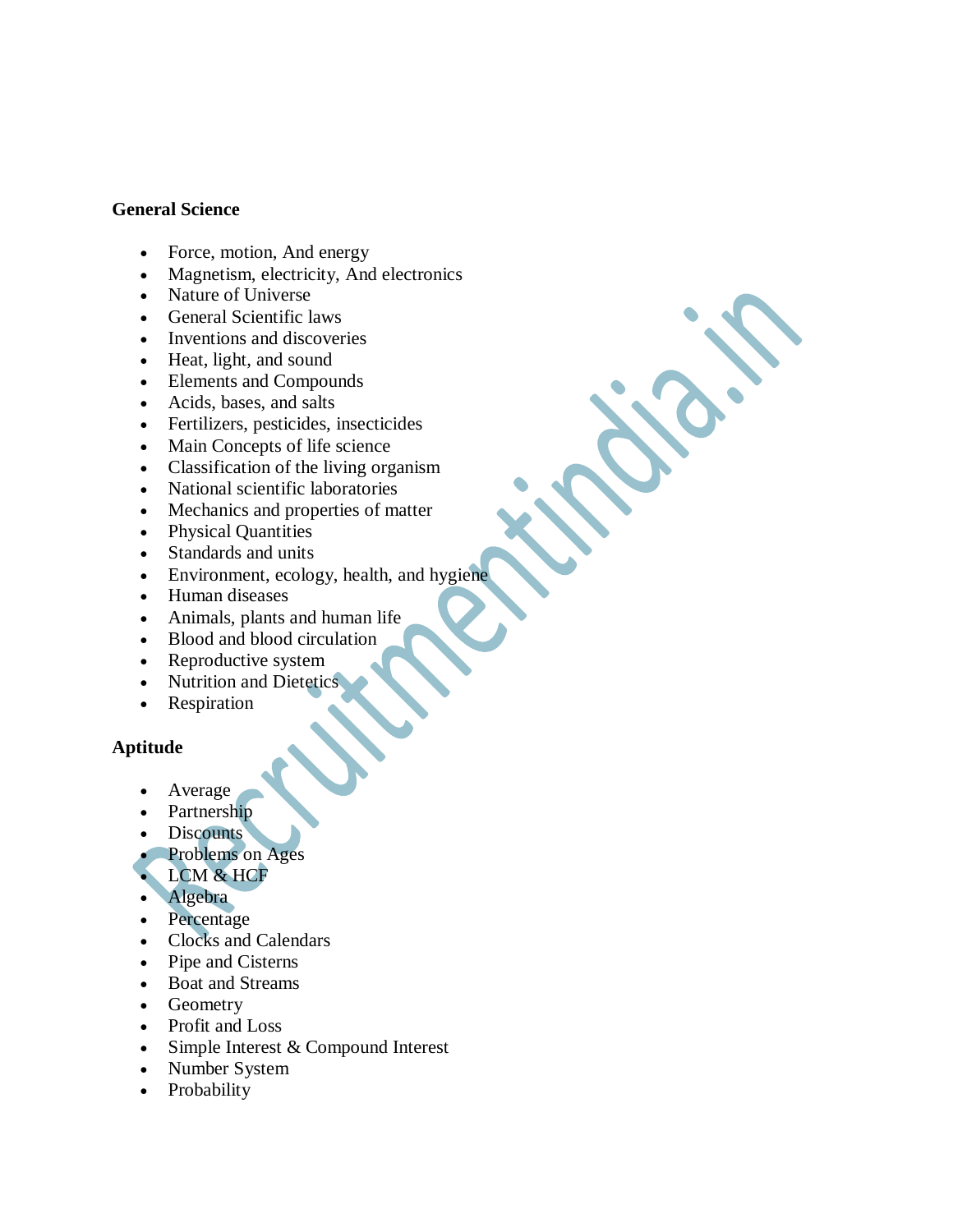**General Science**

- Force, motion, And energy
- Magnetism, electricity, And electronics
- Nature of Universe
- General Scientific laws
- Inventions and discoveries
- Heat, light, and sound
- Elements and Compounds
- Acids, bases, and salts
- Fertilizers, pesticides, insecticides
- Main Concepts of life science
- Classification of the living organism
- National scientific laboratories
- Mechanics and properties of matter
- Physical Quantities
- Standards and units
- Environment, ecology, health, and hygiene
- Human diseases
- Animals, plants and human life
- Blood and blood circulation
- Reproductive system
- Nutrition and Dietetics
- Respiration

**Aptitude**

- Average
- Partnership
- Discounts
- Problems on Ages
- LCM & HCF
- Algebra
- Percentage
- Clocks and Calendars
- Pipe and Cisterns
- Boat and Streams
- Geometry
- Profit and Loss
- Simple Interest & Compound Interest
- Number System
- Probability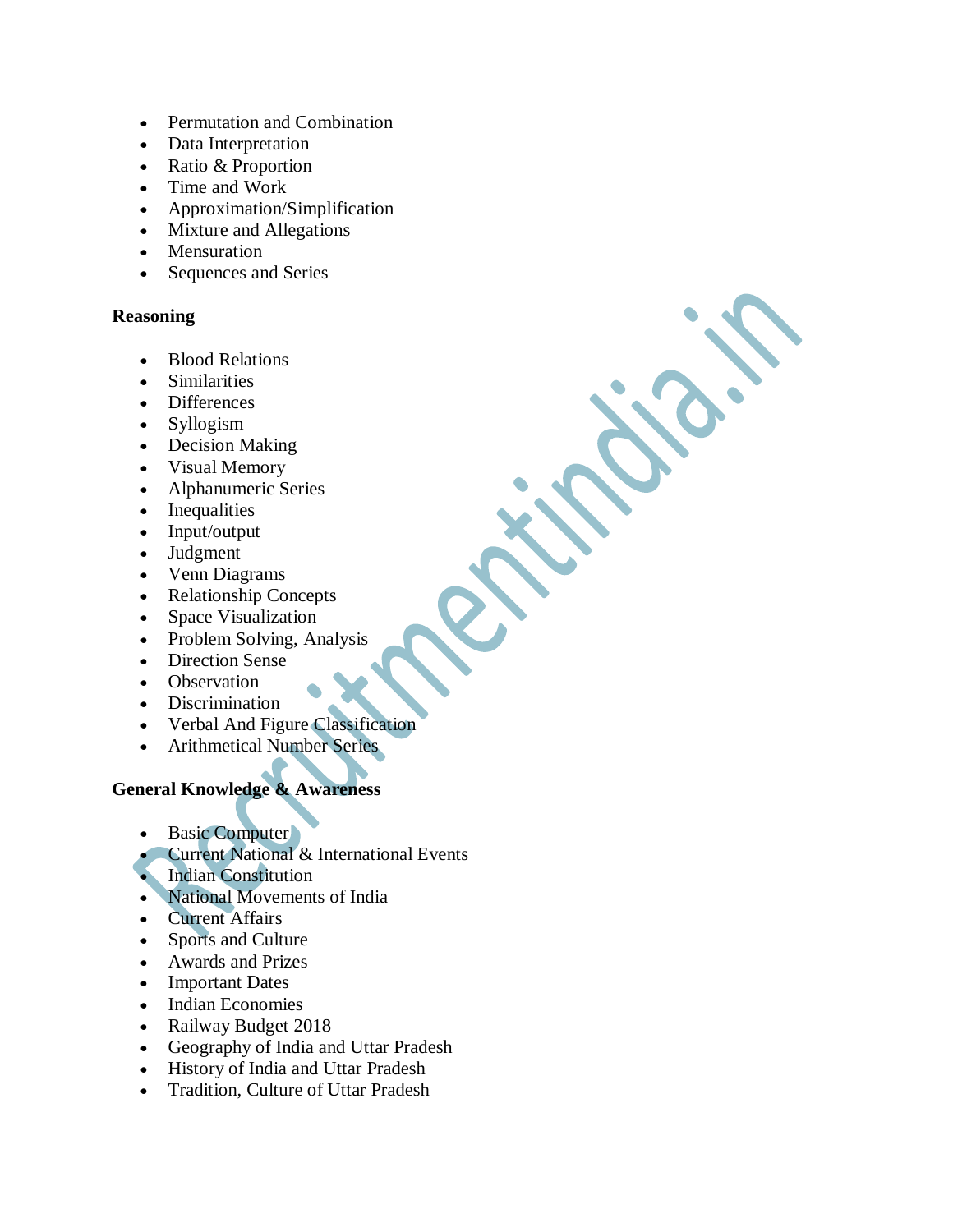- Permutation and Combination
- Data Interpretation
- Ratio & Proportion
- Time and Work
- Approximation/Simplification
- Mixture and Allegations
- Mensuration
- Sequences and Series

**Reasoning**

- Blood Relations
- Similarities
- Differences
- Syllogism
- Decision Making
- Visual Memory
- Alphanumeric Series
- Inequalities
- Input/output
- Judgment
- Venn Diagrams
- Relationship Concepts
- Space Visualization
- Problem Solving, Analysis
- Direction Sense
- Observation
- Discrimination
- Verbal And Figure Classification
- Arithmetical Number Series

**General Knowledge & Awareness**

- Basic Computer
- Current National & International Events
- Indian Constitution
- National Movements of India
- Current Affairs
- Sports and Culture
- Awards and Prizes
- Important Dates
- Indian Economies
- Railway Budget 2018
- Geography of India and Uttar Pradesh
- History of India and Uttar Pradesh
- Tradition, Culture of Uttar Pradesh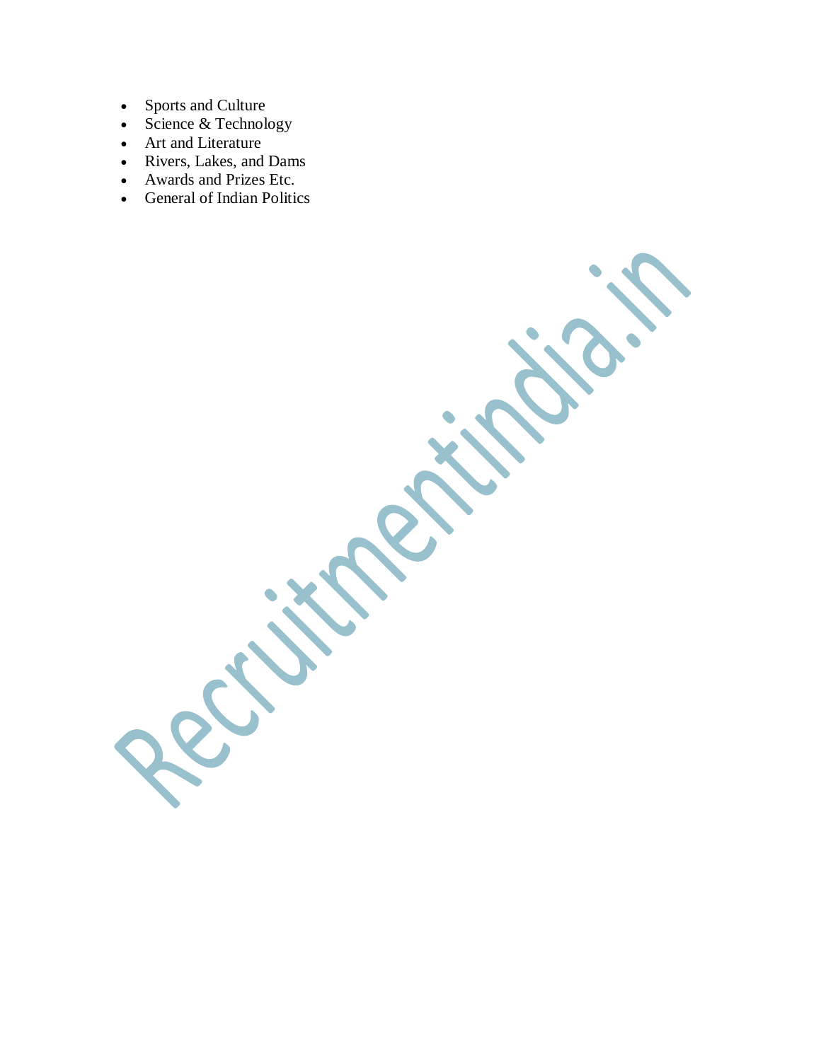- Sports and Culture
- Science & Technology
- Art and Literature
- Rivers, Lakes, and Dams
- Awards and Prizes Etc.
- General of Indian Politics